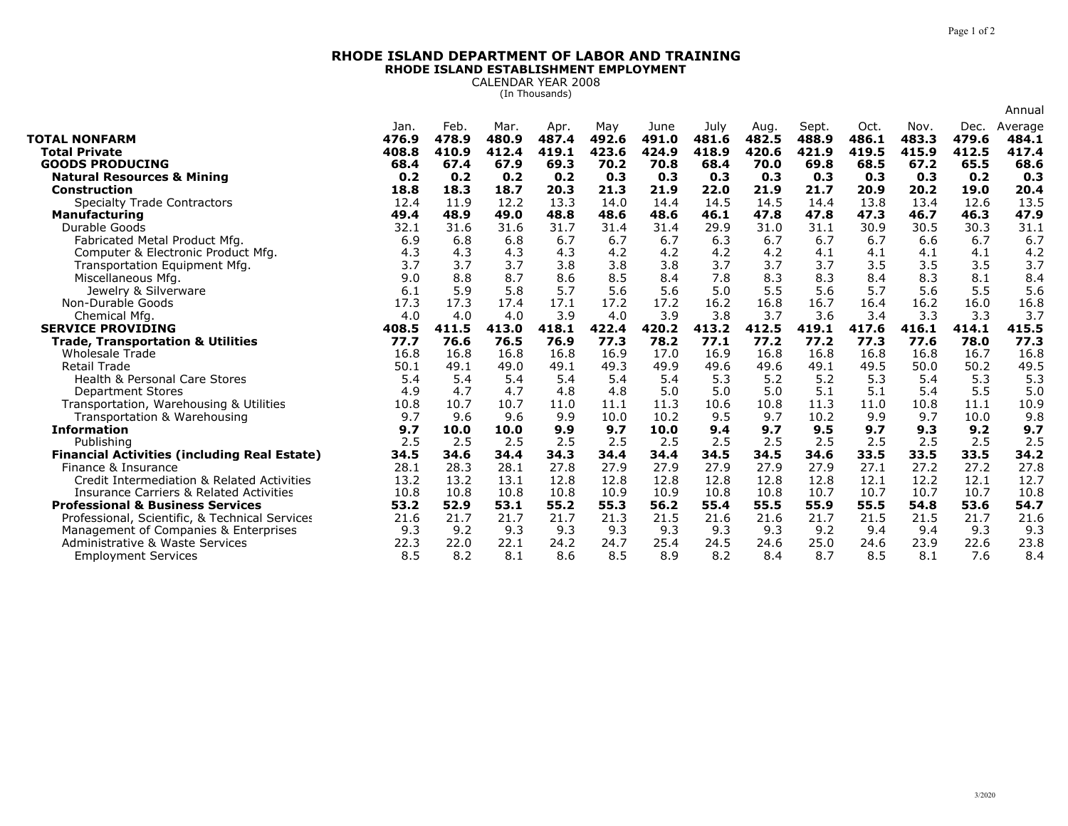# RHODE ISLAND DEPARTMENT OF LABOR AND TRAINING

## RHODE ISLAND ESTABLISHMENT EMPLOYMENT

CALENDAR YEAR 2008

(In Thousands)

| | Jan. | Feb. | Mar. | Apr. | May | June | July | Aug. | Sept. | Oct. | Nov. | Dec. | Annual Average |
|---|---|---|---|---|---|---|---|---|---|---|---|---|---|
| **TOTAL NONFARM** | **476.9** | **478.9** | **480.9** | **487.4** | **492.6** | **491.0** | **481.6** | **482.5** | **488.9** | **486.1** | **483.3** | **479.6** | **484.1** |
| **Total Private** | **408.8** | **410.9** | **412.4** | **419.1** | **423.6** | **424.9** | **418.9** | **420.6** | **421.9** | **419.5** | **415.9** | **412.5** | **417.4** |
| **GOODS PRODUCING** | **68.4** | **67.4** | **67.9** | **69.3** | **70.2** | **70.8** | **68.4** | **70.0** | **69.8** | **68.5** | **67.2** | **65.5** | **68.6** |
| **Natural Resources & Mining** | **0.2** | **0.2** | **0.2** | **0.2** | **0.3** | **0.3** | **0.3** | **0.3** | **0.3** | **0.3** | **0.3** | **0.2** | **0.3** |
| **Construction** | **18.8** | **18.3** | **18.7** | **20.3** | **21.3** | **21.9** | **22.0** | **21.9** | **21.7** | **20.9** | **20.2** | **19.0** | **20.4** |
| Specialty Trade Contractors | 12.4 | 11.9 | 12.2 | 13.3 | 14.0 | 14.4 | 14.5 | 14.5 | 14.4 | 13.8 | 13.4 | 12.6 | 13.5 |
| **Manufacturing** | **49.4** | **48.9** | **49.0** | **48.8** | **48.6** | **48.6** | **46.1** | **47.8** | **47.8** | **47.3** | **46.7** | **46.3** | **47.9** |
| Durable Goods | 32.1 | 31.6 | 31.6 | 31.7 | 31.4 | 31.4 | 29.9 | 31.0 | 31.1 | 30.9 | 30.5 | 30.3 | 31.1 |
| Fabricated Metal Product Mfg. | 6.9 | 6.8 | 6.8 | 6.7 | 6.7 | 6.7 | 6.3 | 6.7 | 6.7 | 6.7 | 6.6 | 6.7 | 6.7 |
| Computer & Electronic Product Mfg. | 4.3 | 4.3 | 4.3 | 4.3 | 4.2 | 4.2 | 4.2 | 4.2 | 4.1 | 4.1 | 4.1 | 4.1 | 4.2 |
| Transportation Equipment Mfg. | 3.7 | 3.7 | 3.7 | 3.8 | 3.8 | 3.8 | 3.7 | 3.7 | 3.7 | 3.5 | 3.5 | 3.5 | 3.7 |
| Miscellaneous Mfg. | 9.0 | 8.8 | 8.7 | 8.6 | 8.5 | 8.4 | 7.8 | 8.3 | 8.3 | 8.4 | 8.3 | 8.1 | 8.4 |
| Jewelry & Silverware | 6.1 | 5.9 | 5.8 | 5.7 | 5.6 | 5.6 | 5.0 | 5.5 | 5.6 | 5.7 | 5.6 | 5.5 | 5.6 |
| Non-Durable Goods | 17.3 | 17.3 | 17.4 | 17.1 | 17.2 | 17.2 | 16.2 | 16.8 | 16.7 | 16.4 | 16.2 | 16.0 | 16.8 |
| Chemical Mfg. | 4.0 | 4.0 | 4.0 | 3.9 | 4.0 | 3.9 | 3.8 | 3.7 | 3.6 | 3.4 | 3.3 | 3.3 | 3.7 |
| **SERVICE PROVIDING** | **408.5** | **411.5** | **413.0** | **418.1** | **422.4** | **420.2** | **413.2** | **412.5** | **419.1** | **417.6** | **416.1** | **414.1** | **415.5** |
| **Trade, Transportation & Utilities** | **77.7** | **76.6** | **76.5** | **76.9** | **77.3** | **78.2** | **77.1** | **77.2** | **77.2** | **77.3** | **77.6** | **78.0** | **77.3** |
| Wholesale Trade | 16.8 | 16.8 | 16.8 | 16.8 | 16.9 | 17.0 | 16.9 | 16.8 | 16.8 | 16.8 | 16.8 | 16.7 | 16.8 |
| Retail Trade | 50.1 | 49.1 | 49.0 | 49.1 | 49.3 | 49.9 | 49.6 | 49.6 | 49.1 | 49.5 | 50.0 | 50.2 | 49.5 |
| Health & Personal Care Stores | 5.4 | 5.4 | 5.4 | 5.4 | 5.4 | 5.4 | 5.3 | 5.2 | 5.2 | 5.3 | 5.4 | 5.3 | 5.3 |
| Department Stores | 4.9 | 4.7 | 4.7 | 4.8 | 4.8 | 5.0 | 5.0 | 5.0 | 5.1 | 5.1 | 5.4 | 5.5 | 5.0 |
| Transportation, Warehousing & Utilities | 10.8 | 10.7 | 10.7 | 11.0 | 11.1 | 11.3 | 10.6 | 10.8 | 11.3 | 11.0 | 10.8 | 11.1 | 10.9 |
| Transportation & Warehousing | 9.7 | 9.6 | 9.6 | 9.9 | 10.0 | 10.2 | 9.5 | 9.7 | 10.2 | 9.9 | 9.7 | 10.0 | 9.8 |
| **Information** | **9.7** | **10.0** | **10.0** | **9.9** | **9.7** | **10.0** | **9.4** | **9.7** | **9.5** | **9.7** | **9.3** | **9.2** | **9.7** |
| Publishing | 2.5 | 2.5 | 2.5 | 2.5 | 2.5 | 2.5 | 2.5 | 2.5 | 2.5 | 2.5 | 2.5 | 2.5 | 2.5 |
| **Financial Activities (including Real Estate)** | **34.5** | **34.6** | **34.4** | **34.3** | **34.4** | **34.4** | **34.5** | **34.5** | **34.6** | **33.5** | **33.5** | **33.5** | **34.2** |
| Finance & Insurance | 28.1 | 28.3 | 28.1 | 27.8 | 27.9 | 27.9 | 27.9 | 27.9 | 27.9 | 27.1 | 27.2 | 27.2 | 27.8 |
| Credit Intermediation & Related Activities | 13.2 | 13.2 | 13.1 | 12.8 | 12.8 | 12.8 | 12.8 | 12.8 | 12.8 | 12.1 | 12.2 | 12.1 | 12.7 |
| Insurance Carriers & Related Activities | 10.8 | 10.8 | 10.8 | 10.8 | 10.9 | 10.9 | 10.8 | 10.8 | 10.7 | 10.7 | 10.7 | 10.7 | 10.8 |
| **Professional & Business Services** | **53.2** | **52.9** | **53.1** | **55.2** | **55.3** | **56.2** | **55.4** | **55.5** | **55.9** | **55.5** | **54.8** | **53.6** | **54.7** |
| Professional, Scientific, & Technical Services | 21.6 | 21.7 | 21.7 | 21.7 | 21.3 | 21.5 | 21.6 | 21.6 | 21.7 | 21.5 | 21.5 | 21.7 | 21.6 |
| Management of Companies & Enterprises | 9.3 | 9.2 | 9.3 | 9.3 | 9.3 | 9.3 | 9.3 | 9.3 | 9.2 | 9.4 | 9.4 | 9.3 | 9.3 |
| Administrative & Waste Services | 22.3 | 22.0 | 22.1 | 24.2 | 24.7 | 25.4 | 24.5 | 24.6 | 25.0 | 24.6 | 23.9 | 22.6 | 23.8 |
| Employment Services | 8.5 | 8.2 | 8.1 | 8.6 | 8.5 | 8.9 | 8.2 | 8.4 | 8.7 | 8.5 | 8.1 | 7.6 | 8.4 |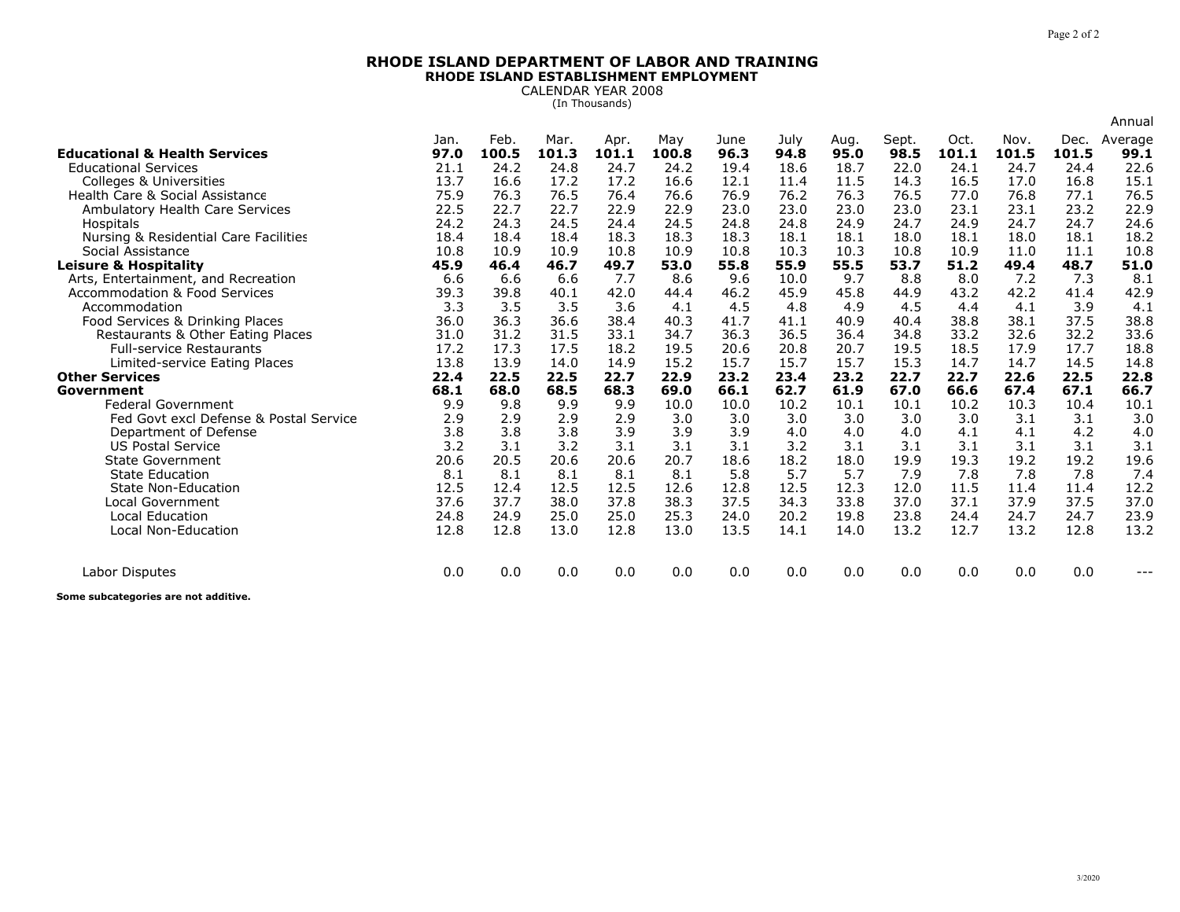## RHODE ISLAND DEPARTMENT OF LABOR AND TRAINING

### RHODE ISLAND ESTABLISHMENT EMPLOYMENT

CALENDAR YEAR 2008

(In Thousands)

| | Jan. | Feb. | Mar. | Apr. | May | June | July | Aug. | Sept. | Oct. | Nov. | Dec. | Annual Average |
|---|---|---|---|---|---|---|---|---|---|---|---|---|---|
| **Educational & Health Services** | **97.0** | **100.5** | **101.3** | **101.1** | **100.8** | **96.3** | **94.8** | **95.0** | **98.5** | **101.1** | **101.5** | **101.5** | **99.1** |
| Educational Services | 21.1 | 24.2 | 24.8 | 24.7 | 24.2 | 19.4 | 18.6 | 18.7 | 22.0 | 24.1 | 24.7 | 24.4 | 22.6 |
| Colleges & Universities | 13.7 | 16.6 | 17.2 | 17.2 | 16.6 | 12.1 | 11.4 | 11.5 | 14.3 | 16.5 | 17.0 | 16.8 | 15.1 |
| Health Care & Social Assistance | 75.9 | 76.3 | 76.5 | 76.4 | 76.6 | 76.9 | 76.2 | 76.3 | 76.5 | 77.0 | 76.8 | 77.1 | 76.5 |
| Ambulatory Health Care Services | 22.5 | 22.7 | 22.7 | 22.9 | 22.9 | 23.0 | 23.0 | 23.0 | 23.0 | 23.1 | 23.1 | 23.2 | 22.9 |
| Hospitals | 24.2 | 24.3 | 24.5 | 24.4 | 24.5 | 24.8 | 24.8 | 24.9 | 24.7 | 24.9 | 24.7 | 24.7 | 24.6 |
| Nursing & Residential Care Facilities | 18.4 | 18.4 | 18.4 | 18.3 | 18.3 | 18.3 | 18.1 | 18.1 | 18.0 | 18.1 | 18.0 | 18.1 | 18.2 |
| Social Assistance | 10.8 | 10.9 | 10.9 | 10.8 | 10.9 | 10.8 | 10.3 | 10.3 | 10.8 | 10.9 | 11.0 | 11.1 | 10.8 |
| **Leisure & Hospitality** | **45.9** | **46.4** | **46.7** | **49.7** | **53.0** | **55.8** | **55.9** | **55.5** | **53.7** | **51.2** | **49.4** | **48.7** | **51.0** |
| Arts, Entertainment, and Recreation | 6.6 | 6.6 | 6.6 | 7.7 | 8.6 | 9.6 | 10.0 | 9.7 | 8.8 | 8.0 | 7.2 | 7.3 | 8.1 |
| Accommodation & Food Services | 39.3 | 39.8 | 40.1 | 42.0 | 44.4 | 46.2 | 45.9 | 45.8 | 44.9 | 43.2 | 42.2 | 41.4 | 42.9 |
| Accommodation | 3.3 | 3.5 | 3.5 | 3.6 | 4.1 | 4.5 | 4.8 | 4.9 | 4.5 | 4.4 | 4.1 | 3.9 | 4.1 |
| Food Services & Drinking Places | 36.0 | 36.3 | 36.6 | 38.4 | 40.3 | 41.7 | 41.1 | 40.9 | 40.4 | 38.8 | 38.1 | 37.5 | 38.8 |
| Restaurants & Other Eating Places | 31.0 | 31.2 | 31.5 | 33.1 | 34.7 | 36.3 | 36.5 | 36.4 | 34.8 | 33.2 | 32.6 | 32.2 | 33.6 |
| Full-service Restaurants | 17.2 | 17.3 | 17.5 | 18.2 | 19.5 | 20.6 | 20.8 | 20.7 | 19.5 | 18.5 | 17.9 | 17.7 | 18.8 |
| Limited-service Eating Places | 13.8 | 13.9 | 14.0 | 14.9 | 15.2 | 15.7 | 15.7 | 15.7 | 15.3 | 14.7 | 14.7 | 14.5 | 14.8 |
| **Other Services** | **22.4** | **22.5** | **22.5** | **22.7** | **22.9** | **23.2** | **23.4** | **23.2** | **22.7** | **22.7** | **22.6** | **22.5** | **22.8** |
| **Government** | **68.1** | **68.0** | **68.5** | **68.3** | **69.0** | **66.1** | **62.7** | **61.9** | **67.0** | **66.6** | **67.4** | **67.1** | **66.7** |
| Federal Government | 9.9 | 9.8 | 9.9 | 9.9 | 10.0 | 10.0 | 10.2 | 10.1 | 10.1 | 10.2 | 10.3 | 10.4 | 10.1 |
| Fed Govt excl Defense & Postal Service | 2.9 | 2.9 | 2.9 | 2.9 | 3.0 | 3.0 | 3.0 | 3.0 | 3.0 | 3.0 | 3.1 | 3.1 | 3.0 |
| Department of Defense | 3.8 | 3.8 | 3.8 | 3.9 | 3.9 | 3.9 | 4.0 | 4.0 | 4.0 | 4.1 | 4.1 | 4.2 | 4.0 |
| US Postal Service | 3.2 | 3.1 | 3.2 | 3.1 | 3.1 | 3.1 | 3.2 | 3.1 | 3.1 | 3.1 | 3.1 | 3.1 | 3.1 |
| State Government | 20.6 | 20.5 | 20.6 | 20.6 | 20.7 | 18.6 | 18.2 | 18.0 | 19.9 | 19.3 | 19.2 | 19.2 | 19.6 |
| State Education | 8.1 | 8.1 | 8.1 | 8.1 | 8.1 | 5.8 | 5.7 | 5.7 | 7.9 | 7.8 | 7.8 | 7.8 | 7.4 |
| State Non-Education | 12.5 | 12.4 | 12.5 | 12.5 | 12.6 | 12.8 | 12.5 | 12.3 | 12.0 | 11.5 | 11.4 | 11.4 | 12.2 |
| Local Government | 37.6 | 37.7 | 38.0 | 37.8 | 38.3 | 37.5 | 34.3 | 33.8 | 37.0 | 37.1 | 37.9 | 37.5 | 37.0 |
| Local Education | 24.8 | 24.9 | 25.0 | 25.0 | 25.3 | 24.0 | 20.2 | 19.8 | 23.8 | 24.4 | 24.7 | 24.7 | 23.9 |
| Local Non-Education | 12.8 | 12.8 | 13.0 | 12.8 | 13.0 | 13.5 | 14.1 | 14.0 | 13.2 | 12.7 | 13.2 | 12.8 | 13.2 |
| Labor Disputes | 0.0 | 0.0 | 0.0 | 0.0 | 0.0 | 0.0 | 0.0 | 0.0 | 0.0 | 0.0 | 0.0 | 0.0 | --- |

**Some subcategories are not additive.**

3/2020